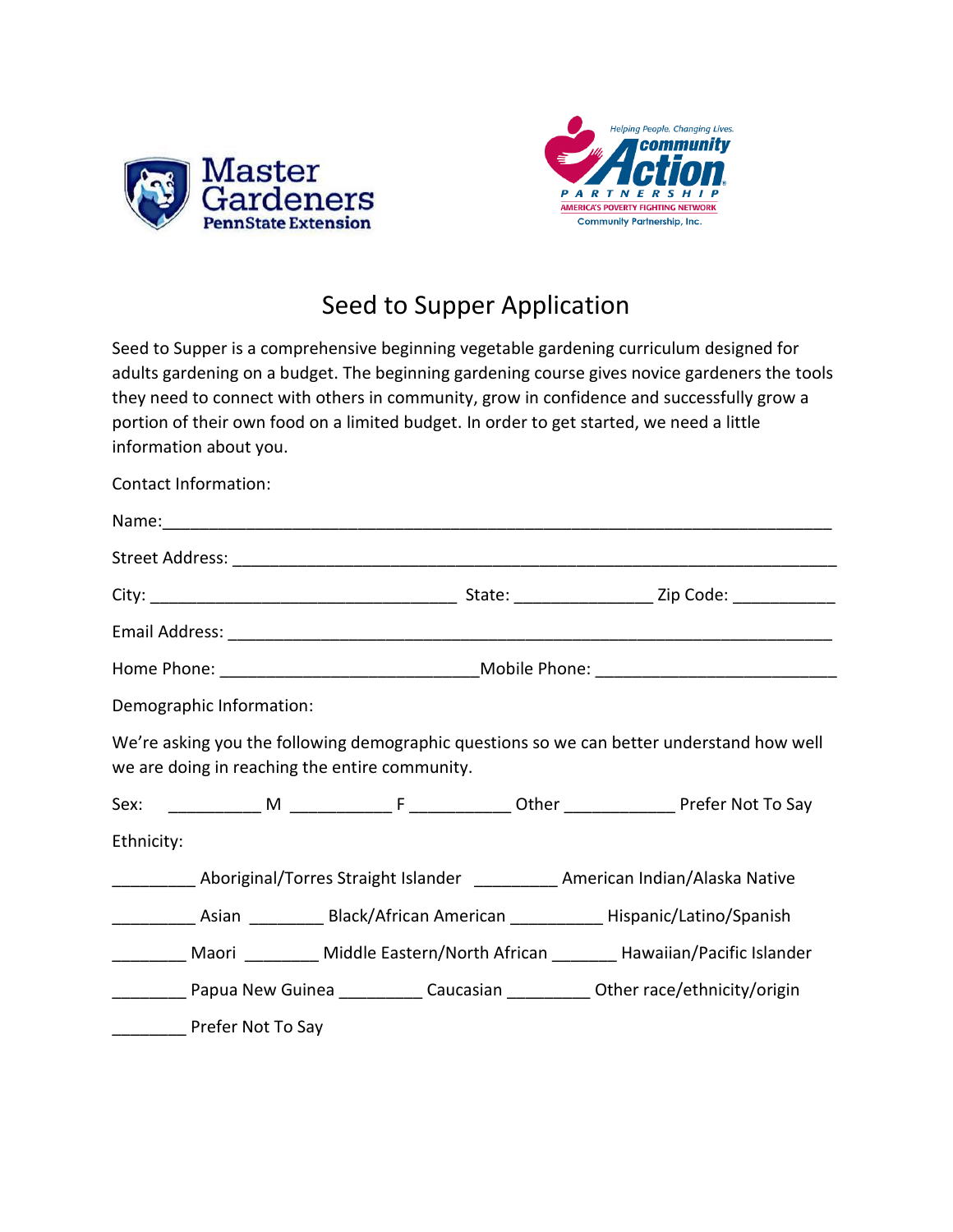Master Gardeners PennState Extension

Helping People. Changing Lives. community Action PARTNERSHIP AMERICA'S POVERTY FIGHTING NETWORK Community Partnership, Inc.

# Seed to Supper Application

Seed to Supper is a comprehensive beginning vegetable gardening curriculum designed for adults gardening on a budget. The beginning gardening course gives novice gardeners the tools they need to connect with others in community, grow in confidence and successfully grow a portion of their own food on a limited budget. In order to get started, we need a little information about you.

Contact Information:

Name:___________________________________________________________________________

Street Address: __________________________________________________________________

City: _________________________________ State: _______________ Zip Code: ___________

Email Address: __________________________________________________________________

Home Phone: ____________________________Mobile Phone: __________________________

Demographic Information:

We're asking you the following demographic questions so we can better understand how well we are doing in reaching the entire community.

Sex: __________ M ___________ F ___________ Other ____________ Prefer Not To Say

Ethnicity:

_________ Aboriginal/Torres Straight Islander _________ American Indian/Alaska Native

_________ Asian ________ Black/African American __________ Hispanic/Latino/Spanish

________ Maori ________ Middle Eastern/North African _______ Hawaiian/Pacific Islander

________ Papua New Guinea _________ Caucasian _________ Other race/ethnicity/origin

________ Prefer Not To Say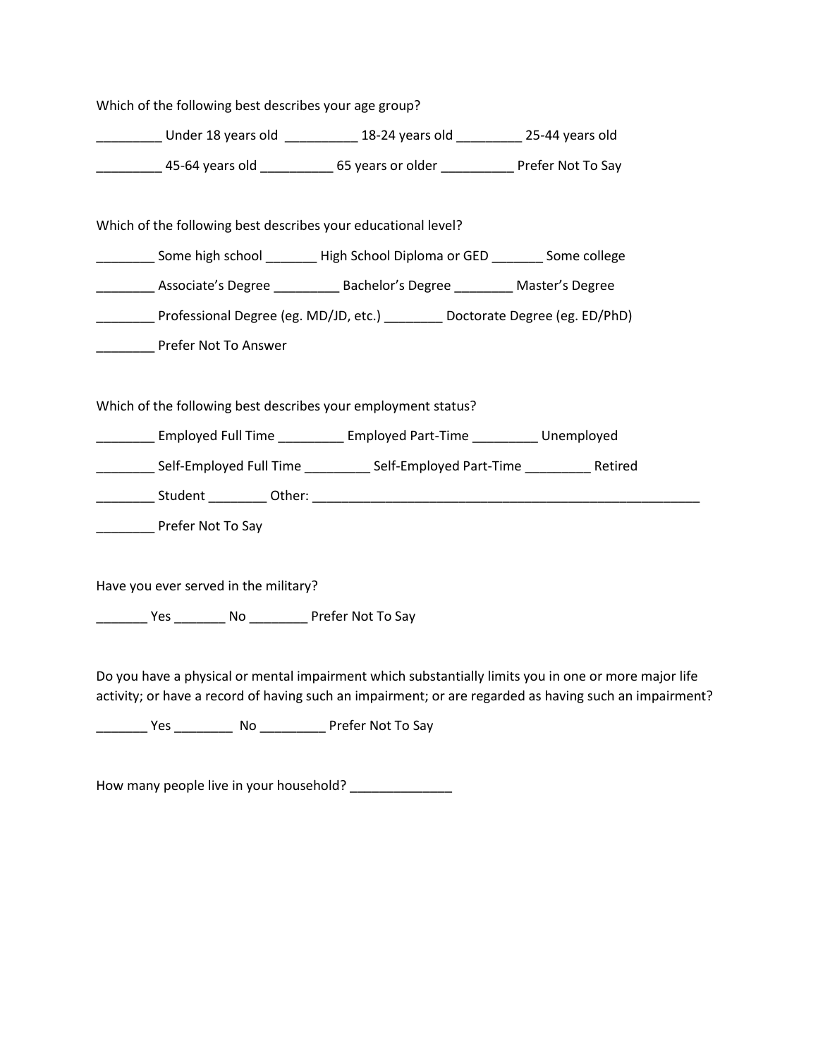Which of the following best describes your age group?

_________ Under 18 years old __________ 18-24 years old _________ 25-44 years old

_________ 45-64 years old __________ 65 years or older __________ Prefer Not To Say

Which of the following best describes your educational level?

________ Some high school _______ High School Diploma or GED _______ Some college

________ Associate's Degree _________ Bachelor's Degree ________ Master's Degree

________ Professional Degree (eg. MD/JD, etc.) ________ Doctorate Degree (eg. ED/PhD)

________ Prefer Not To Answer

Which of the following best describes your employment status?

________ Employed Full Time _________ Employed Part-Time _________ Unemployed

________ Self-Employed Full Time _________ Self-Employed Part-Time _________ Retired

________ Student ________ Other: _______________________________________________________

________ Prefer Not To Say

Have you ever served in the military?

_______ Yes _______ No ________ Prefer Not To Say

Do you have a physical or mental impairment which substantially limits you in one or more major life activity; or have a record of having such an impairment; or are regarded as having such an impairment?

_______ Yes ________ No _________ Prefer Not To Say

How many people live in your household? ______________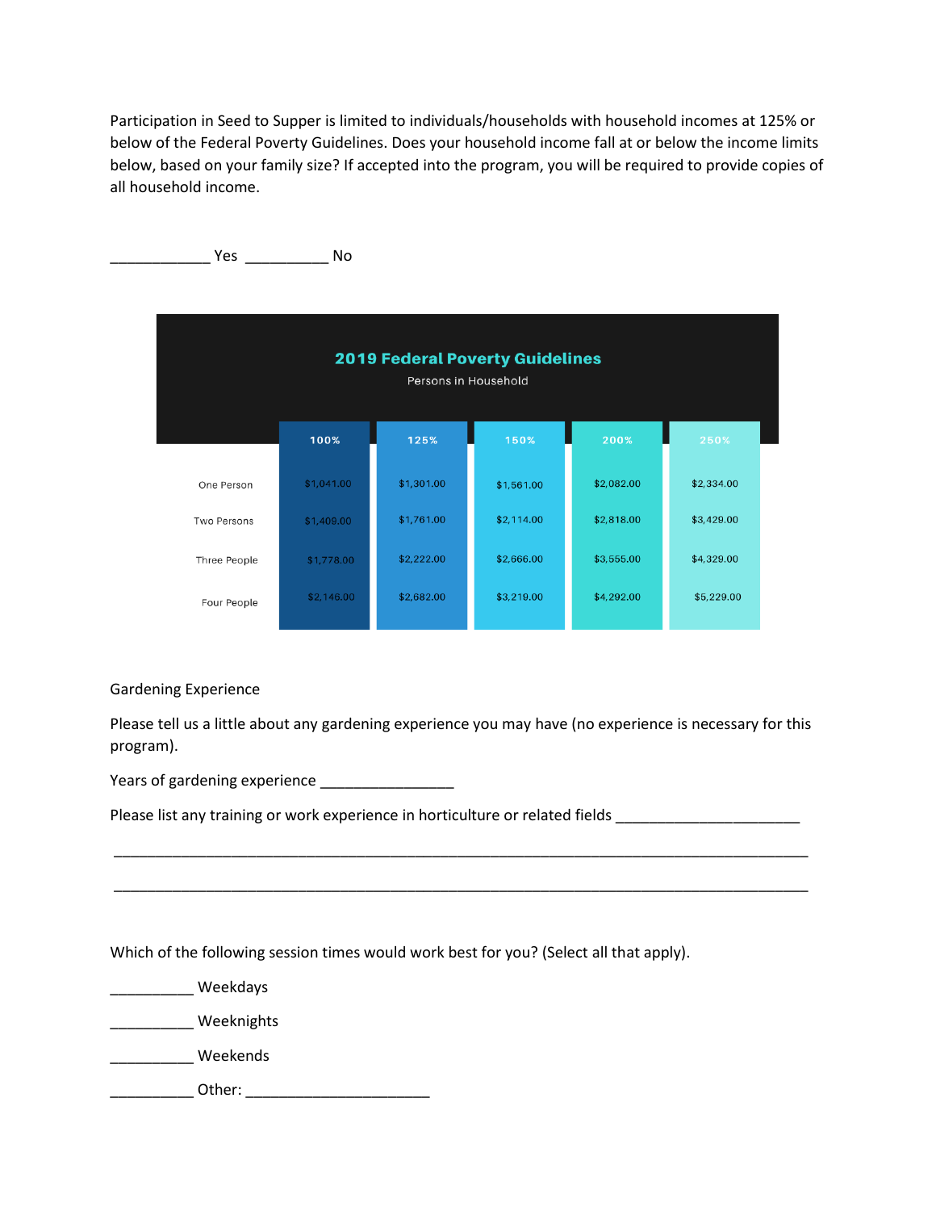Participation in Seed to Supper is limited to individuals/households with household incomes at 125% or below of the Federal Poverty Guidelines. Does your household income fall at or below the income limits below, based on your family size? If accepted into the program, you will be required to provide copies of all household income.

____________ Yes __________ No

**2019 Federal Poverty Guidelines**

Persons in Household

| | 100% | 125% | 150% | 200% | 250% |
|---|---|---|---|---|---|
| One Person | $1,041.00 | $1,301.00 | $1,561.00 | $2,082.00 | $2,334.00 |
| Two Persons | $1,409.00 | $1,761.00 | $2,114.00 | $2,818.00 | $3,429.00 |
| Three People | $1,778.00 | $2,222.00 | $2,666.00 | $3,555.00 | $4,329.00 |
| Four People | $2,146.00 | $2,682.00 | $3,219.00 | $4,292.00 | $5,229.00 |

Gardening Experience

Please tell us a little about any gardening experience you may have (no experience is necessary for this program).

Years of gardening experience ________________

Please list any training or work experience in horticulture or related fields _____________________

_____________________________________________________________________________________

_____________________________________________________________________________________

Which of the following session times would work best for you? (Select all that apply).

__________ Weekdays

__________ Weeknights

__________ Weekends

__________ Other: ______________________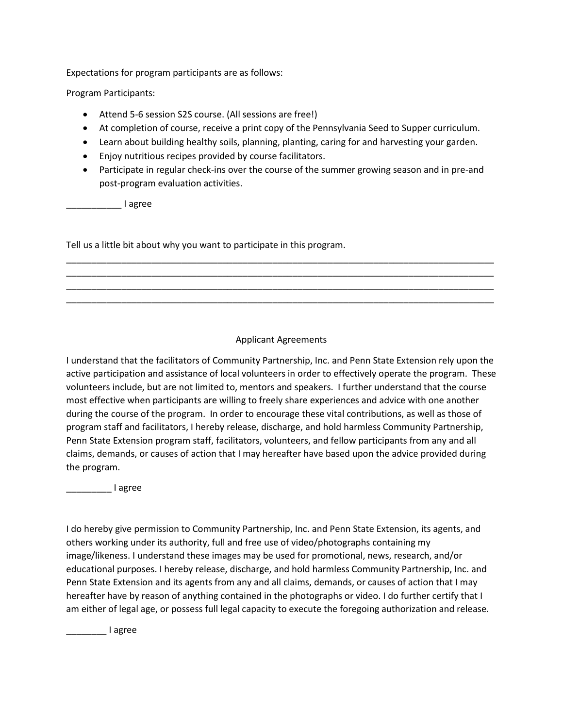Expectations for program participants are as follows:

Program Participants:

- Attend 5-6 session S2S course. (All sessions are free!)
- At completion of course, receive a print copy of the Pennsylvania Seed to Supper curriculum.
- Learn about building healthy soils, planning, planting, caring for and harvesting your garden.
- Enjoy nutritious recipes provided by course facilitators.
- Participate in regular check-ins over the course of the summer growing season and in pre-and post-program evaluation activities.

___________ I agree

Tell us a little bit about why you want to participate in this program.

________________________________________________________________________________________
________________________________________________________________________________________
________________________________________________________________________________________
________________________________________________________________________________________

## Applicant Agreements

I understand that the facilitators of Community Partnership, Inc. and Penn State Extension rely upon the active participation and assistance of local volunteers in order to effectively operate the program. These volunteers include, but are not limited to, mentors and speakers. I further understand that the course most effective when participants are willing to freely share experiences and advice with one another during the course of the program. In order to encourage these vital contributions, as well as those of program staff and facilitators, I hereby release, discharge, and hold harmless Community Partnership, Penn State Extension program staff, facilitators, volunteers, and fellow participants from any and all claims, demands, or causes of action that I may hereafter have based upon the advice provided during the program.

_________ I agree

I do hereby give permission to Community Partnership, Inc. and Penn State Extension, its agents, and others working under its authority, full and free use of video/photographs containing my image/likeness. I understand these images may be used for promotional, news, research, and/or educational purposes. I hereby release, discharge, and hold harmless Community Partnership, Inc. and Penn State Extension and its agents from any and all claims, demands, or causes of action that I may hereafter have by reason of anything contained in the photographs or video. I do further certify that I am either of legal age, or possess full legal capacity to execute the foregoing authorization and release.

________ I agree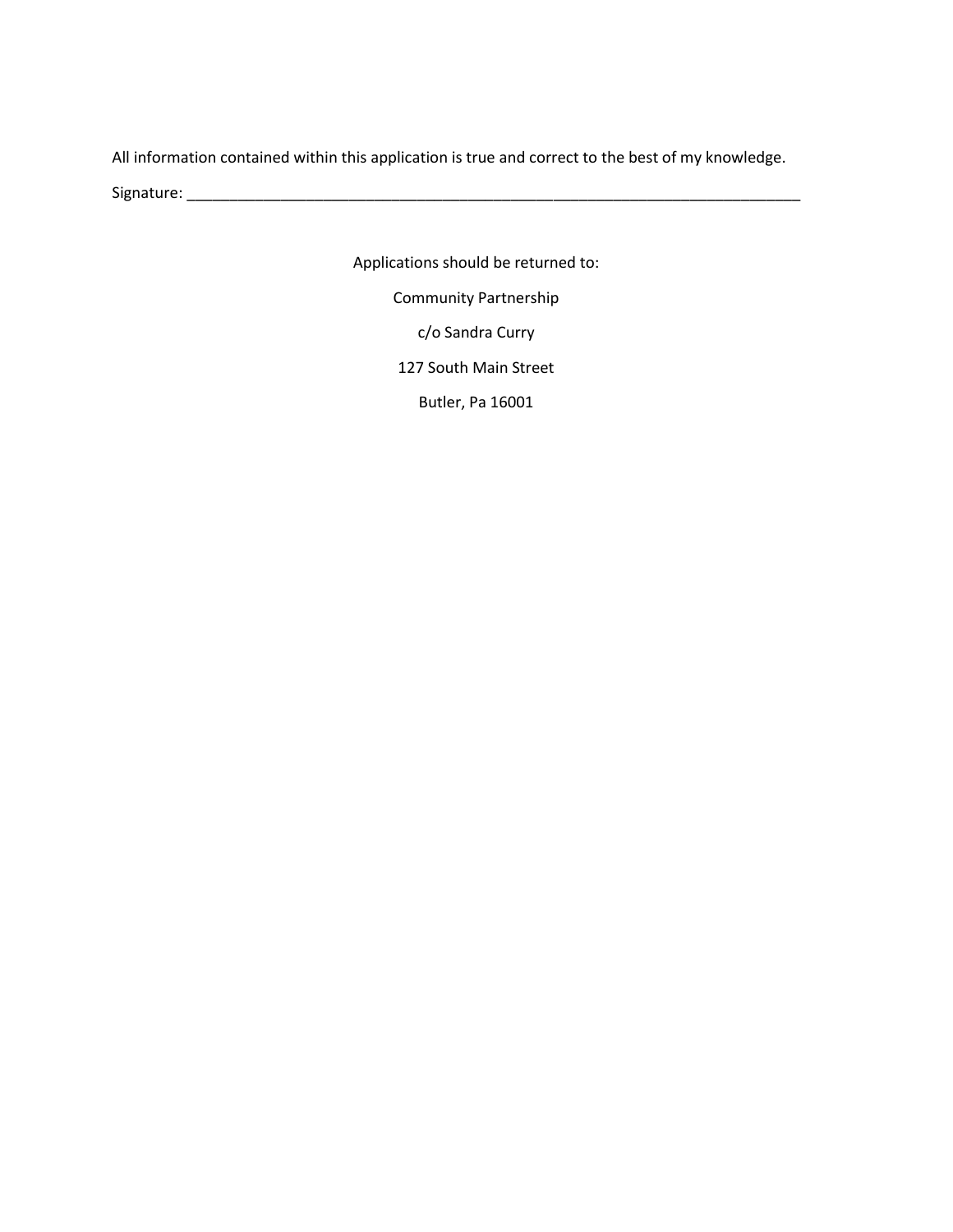All information contained within this application is true and correct to the best of my knowledge.

Signature: ___________________________________________________________________________

Applications should be returned to:

Community Partnership

c/o Sandra Curry

127 South Main Street

Butler, Pa 16001